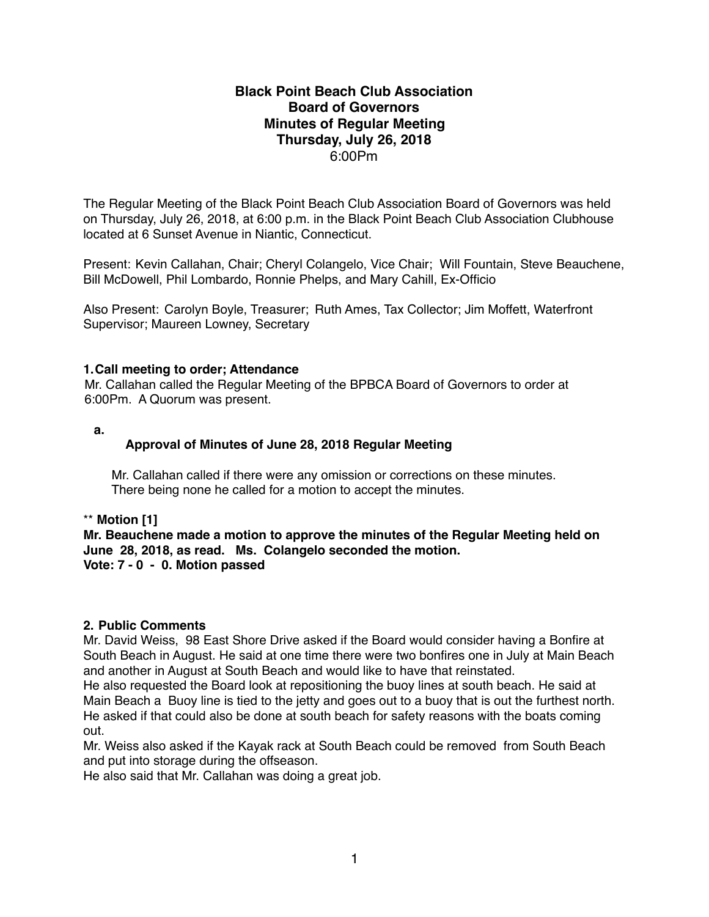# Black Point Beach Club Association
## Board of Governors
## Minutes of Regular Meeting
## Thursday, July 26, 2018
6:00Pm

The Regular Meeting of the Black Point Beach Club Association Board of Governors was held on Thursday, July 26, 2018, at 6:00 p.m. in the Black Point Beach Club Association Clubhouse located at 6 Sunset Avenue in Niantic, Connecticut.

Present: Kevin Callahan, Chair; Cheryl Colangelo, Vice Chair; Will Fountain, Steve Beauchene, Bill McDowell, Phil Lombardo, Ronnie Phelps, and Mary Cahill, Ex-Officio

Also Present: Carolyn Boyle, Treasurer; Ruth Ames, Tax Collector; Jim Moffett, Waterfront Supervisor; Maureen Lowney, Secretary

**1. Call meeting to order; Attendance**

Mr. Callahan called the Regular Meeting of the BPBCA Board of Governors to order at 6:00Pm. A Quorum was present.

**a. Approval of Minutes of June 28, 2018 Regular Meeting**

Mr. Callahan called if there were any omission or corrections on these minutes. There being none he called for a motion to accept the minutes.

** **Motion [1]**

**Mr. Beauchene made a motion to approve the minutes of the Regular Meeting held on June 28, 2018, as read. Ms. Colangelo seconded the motion.**

**Vote: 7 - 0 - 0. Motion passed**

**2. Public Comments**

Mr. David Weiss, 98 East Shore Drive asked if the Board would consider having a Bonfire at South Beach in August. He said at one time there were two bonfires one in July at Main Beach and another in August at South Beach and would like to have that reinstated.

He also requested the Board look at repositioning the buoy lines at south beach. He said at Main Beach a Buoy line is tied to the jetty and goes out to a buoy that is out the furthest north. He asked if that could also be done at south beach for safety reasons with the boats coming out.

Mr. Weiss also asked if the Kayak rack at South Beach could be removed from South Beach and put into storage during the offseason.

He also said that Mr. Callahan was doing a great job.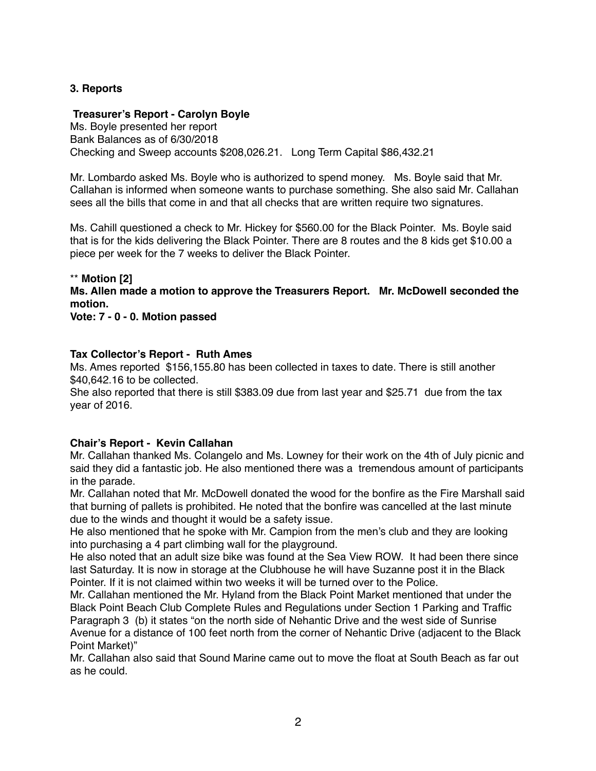### 3. Reports

**Treasurer's Report - Carolyn Boyle**

Ms. Boyle presented her report
Bank Balances as of 6/30/2018
Checking and Sweep accounts $208,026.21. Long Term Capital $86,432.21

Mr. Lombardo asked Ms. Boyle who is authorized to spend money. Ms. Boyle said that Mr. Callahan is informed when someone wants to purchase something. She also said Mr. Callahan sees all the bills that come in and that all checks that are written require two signatures.

Ms. Cahill questioned a check to Mr. Hickey for $560.00 for the Black Pointer. Ms. Boyle said that is for the kids delivering the Black Pointer. There are 8 routes and the 8 kids get $10.00 a piece per week for the 7 weeks to deliver the Black Pointer.

** **Motion [2]**
**Ms. Allen made a motion to approve the Treasurers Report. Mr. McDowell seconded the motion.**
**Vote: 7 - 0 - 0. Motion passed**

**Tax Collector's Report - Ruth Ames**

Ms. Ames reported $156,155.80 has been collected in taxes to date. There is still another $40,642.16 to be collected.
She also reported that there is still $383.09 due from last year and $25.71 due from the tax year of 2016.

**Chair's Report - Kevin Callahan**

Mr. Callahan thanked Ms. Colangelo and Ms. Lowney for their work on the 4th of July picnic and said they did a fantastic job. He also mentioned there was a tremendous amount of participants in the parade.
Mr. Callahan noted that Mr. McDowell donated the wood for the bonfire as the Fire Marshall said that burning of pallets is prohibited. He noted that the bonfire was cancelled at the last minute due to the winds and thought it would be a safety issue.
He also mentioned that he spoke with Mr. Campion from the men's club and they are looking into purchasing a 4 part climbing wall for the playground.
He also noted that an adult size bike was found at the Sea View ROW. It had been there since last Saturday. It is now in storage at the Clubhouse he will have Suzanne post it in the Black Pointer. If it is not claimed within two weeks it will be turned over to the Police.
Mr. Callahan mentioned the Mr. Hyland from the Black Point Market mentioned that under the Black Point Beach Club Complete Rules and Regulations under Section 1 Parking and Traffic Paragraph 3 (b) it states "on the north side of Nehantic Drive and the west side of Sunrise Avenue for a distance of 100 feet north from the corner of Nehantic Drive (adjacent to the Black Point Market)"
Mr. Callahan also said that Sound Marine came out to move the float at South Beach as far out as he could.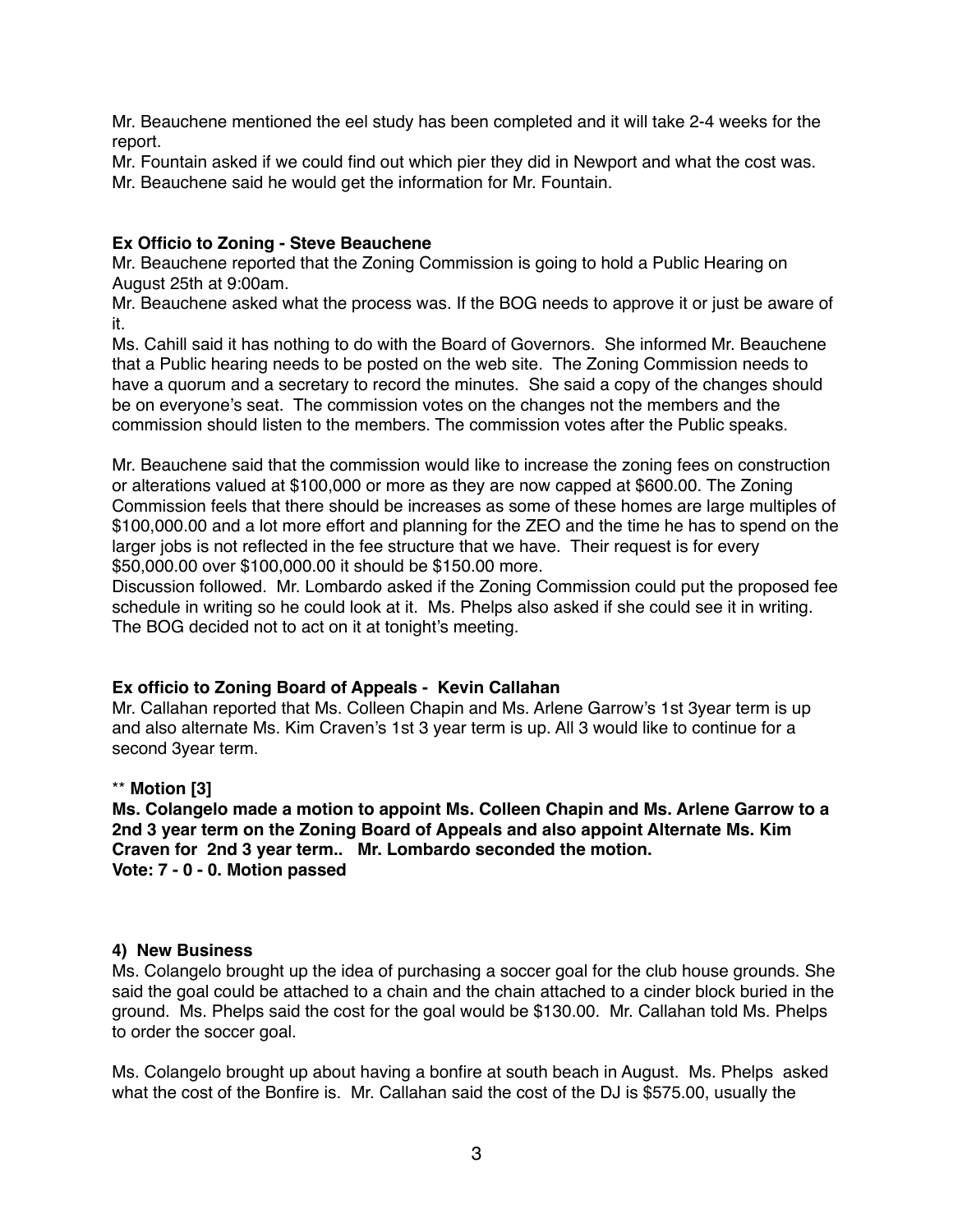Mr. Beauchene mentioned the eel study has been completed and it will take 2-4 weeks for the report.
Mr. Fountain asked if we could find out which pier they did in Newport and what the cost was.
Mr. Beauchene said he would get the information for Mr. Fountain.

**Ex Officio to Zoning - Steve Beauchene**

Mr. Beauchene reported that the Zoning Commission is going to hold a Public Hearing on August 25th at 9:00am.
Mr. Beauchene asked what the process was. If the BOG needs to approve it or just be aware of it.
Ms. Cahill said it has nothing to do with the Board of Governors. She informed Mr. Beauchene that a Public hearing needs to be posted on the web site. The Zoning Commission needs to have a quorum and a secretary to record the minutes. She said a copy of the changes should be on everyone's seat. The commission votes on the changes not the members and the commission should listen to the members. The commission votes after the Public speaks.

Mr. Beauchene said that the commission would like to increase the zoning fees on construction or alterations valued at $100,000 or more as they are now capped at $600.00. The Zoning Commission feels that there should be increases as some of these homes are large multiples of $100,000.00 and a lot more effort and planning for the ZEO and the time he has to spend on the larger jobs is not reflected in the fee structure that we have. Their request is for every $50,000.00 over $100,000.00 it should be $150.00 more.
Discussion followed. Mr. Lombardo asked if the Zoning Commission could put the proposed fee schedule in writing so he could look at it. Ms. Phelps also asked if she could see it in writing. The BOG decided not to act on it at tonight's meeting.

**Ex officio to Zoning Board of Appeals - Kevin Callahan**

Mr. Callahan reported that Ms. Colleen Chapin and Ms. Arlene Garrow's 1st 3year term is up and also alternate Ms. Kim Craven's 1st 3 year term is up. All 3 would like to continue for a second 3year term.

** **Motion [3]**
**Ms. Colangelo made a motion to appoint Ms. Colleen Chapin and Ms. Arlene Garrow to a 2nd 3 year term on the Zoning Board of Appeals and also appoint Alternate Ms. Kim Craven for 2nd 3 year term.. Mr. Lombardo seconded the motion.**
**Vote: 7 - 0 - 0. Motion passed**

**4) New Business**

Ms. Colangelo brought up the idea of purchasing a soccer goal for the club house grounds. She said the goal could be attached to a chain and the chain attached to a cinder block buried in the ground. Ms. Phelps said the cost for the goal would be $130.00. Mr. Callahan told Ms. Phelps to order the soccer goal.

Ms. Colangelo brought up about having a bonfire at south beach in August. Ms. Phelps asked what the cost of the Bonfire is. Mr. Callahan said the cost of the DJ is $575.00, usually the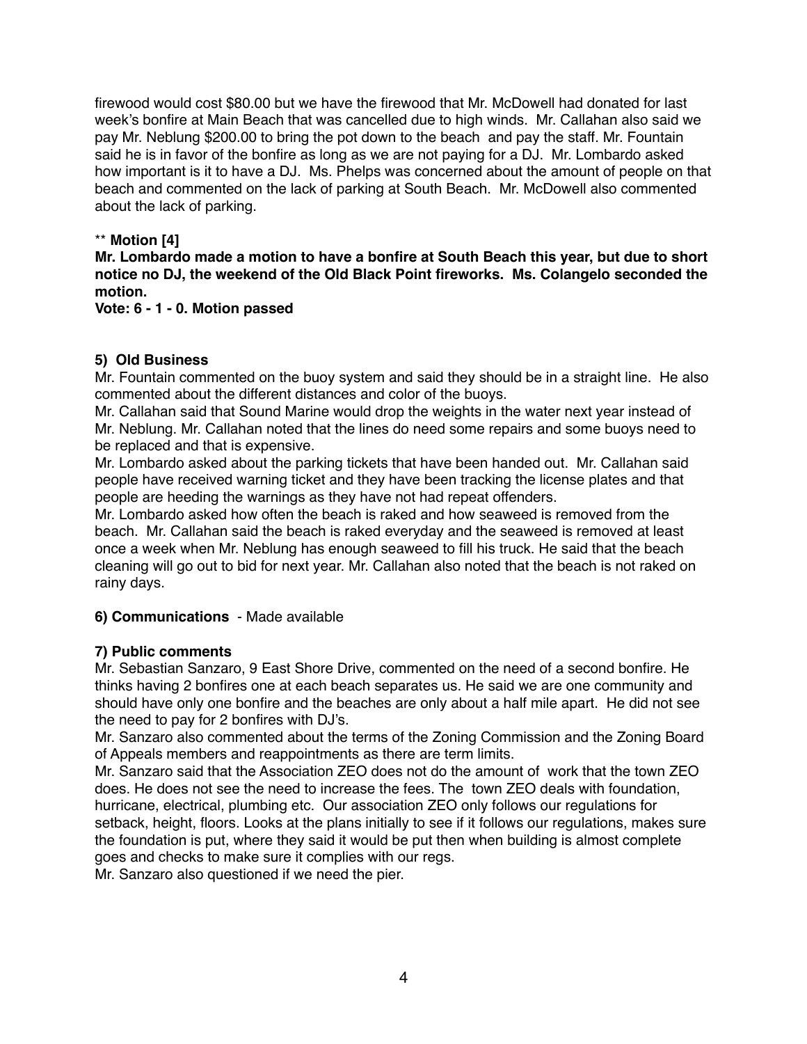firewood would cost $80.00 but we have the firewood that Mr. McDowell had donated for last week's bonfire at Main Beach that was cancelled due to high winds. Mr. Callahan also said we pay Mr. Neblung $200.00 to bring the pot down to the beach and pay the staff. Mr. Fountain said he is in favor of the bonfire as long as we are not paying for a DJ. Mr. Lombardo asked how important is it to have a DJ. Ms. Phelps was concerned about the amount of people on that beach and commented on the lack of parking at South Beach. Mr. McDowell also commented about the lack of parking.

** **Motion [4]**

**Mr. Lombardo made a motion to have a bonfire at South Beach this year, but due to short notice no DJ, the weekend of the Old Black Point fireworks. Ms. Colangelo seconded the motion.**

**Vote: 6 - 1 - 0. Motion passed**

**5) Old Business**

Mr. Fountain commented on the buoy system and said they should be in a straight line. He also commented about the different distances and color of the buoys.

Mr. Callahan said that Sound Marine would drop the weights in the water next year instead of Mr. Neblung. Mr. Callahan noted that the lines do need some repairs and some buoys need to be replaced and that is expensive.

Mr. Lombardo asked about the parking tickets that have been handed out. Mr. Callahan said people have received warning ticket and they have been tracking the license plates and that people are heeding the warnings as they have not had repeat offenders.

Mr. Lombardo asked how often the beach is raked and how seaweed is removed from the beach. Mr. Callahan said the beach is raked everyday and the seaweed is removed at least once a week when Mr. Neblung has enough seaweed to fill his truck. He said that the beach cleaning will go out to bid for next year. Mr. Callahan also noted that the beach is not raked on rainy days.

**6) Communications** - Made available

**7) Public comments**

Mr. Sebastian Sanzaro, 9 East Shore Drive, commented on the need of a second bonfire. He thinks having 2 bonfires one at each beach separates us. He said we are one community and should have only one bonfire and the beaches are only about a half mile apart. He did not see the need to pay for 2 bonfires with DJ's.

Mr. Sanzaro also commented about the terms of the Zoning Commission and the Zoning Board of Appeals members and reappointments as there are term limits.

Mr. Sanzaro said that the Association ZEO does not do the amount of work that the town ZEO does. He does not see the need to increase the fees. The town ZEO deals with foundation, hurricane, electrical, plumbing etc. Our association ZEO only follows our regulations for setback, height, floors. Looks at the plans initially to see if it follows our regulations, makes sure the foundation is put, where they said it would be put then when building is almost complete goes and checks to make sure it complies with our regs.

Mr. Sanzaro also questioned if we need the pier.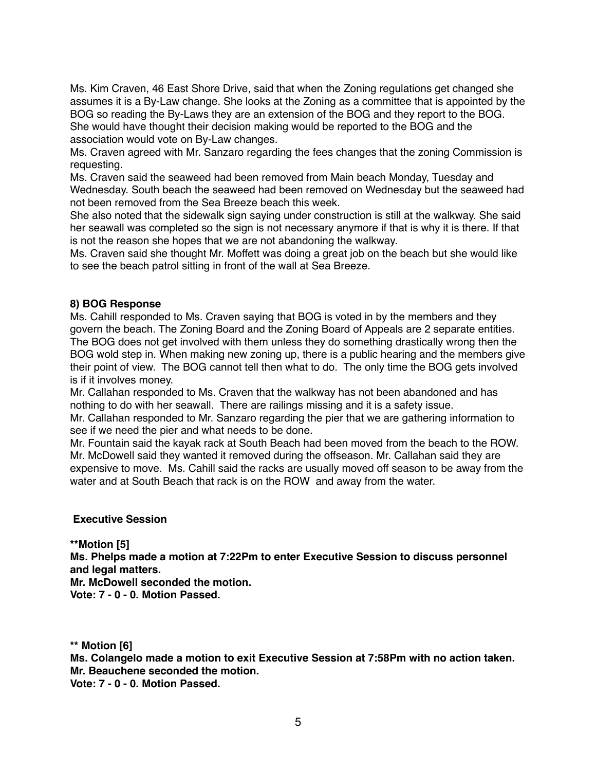Ms. Kim Craven, 46 East Shore Drive, said that when the Zoning regulations get changed she assumes it is a By-Law change. She looks at the Zoning as a committee that is appointed by the BOG so reading the By-Laws they are an extension of the BOG and they report to the BOG. She would have thought their decision making would be reported to the BOG and the association would vote on By-Law changes.

Ms. Craven agreed with Mr. Sanzaro regarding the fees changes that the zoning Commission is requesting.

Ms. Craven said the seaweed had been removed from Main beach Monday, Tuesday and Wednesday. South beach the seaweed had been removed on Wednesday but the seaweed had not been removed from the Sea Breeze beach this week.

She also noted that the sidewalk sign saying under construction is still at the walkway. She said her seawall was completed so the sign is not necessary anymore if that is why it is there. If that is not the reason she hopes that we are not abandoning the walkway.

Ms. Craven said she thought Mr. Moffett was doing a great job on the beach but she would like to see the beach patrol sitting in front of the wall at Sea Breeze.

**8) BOG Response**

Ms. Cahill responded to Ms. Craven saying that BOG is voted in by the members and they govern the beach. The Zoning Board and the Zoning Board of Appeals are 2 separate entities. The BOG does not get involved with them unless they do something drastically wrong then the BOG wold step in. When making new zoning up, there is a public hearing and the members give their point of view. The BOG cannot tell then what to do. The only time the BOG gets involved is if it involves money.

Mr. Callahan responded to Ms. Craven that the walkway has not been abandoned and has nothing to do with her seawall. There are railings missing and it is a safety issue.

Mr. Callahan responded to Mr. Sanzaro regarding the pier that we are gathering information to see if we need the pier and what needs to be done.

Mr. Fountain said the kayak rack at South Beach had been moved from the beach to the ROW. Mr. McDowell said they wanted it removed during the offseason. Mr. Callahan said they are expensive to move. Ms. Cahill said the racks are usually moved off season to be away from the water and at South Beach that rack is on the ROW and away from the water.

**Executive Session**

**\*\*Motion [5]**
**Ms. Phelps made a motion at 7:22Pm to enter Executive Session to discuss personnel and legal matters.**
**Mr. McDowell seconded the motion.**
**Vote: 7 - 0 - 0. Motion Passed.**

**\*\* Motion [6]**
**Ms. Colangelo made a motion to exit Executive Session at 7:58Pm with no action taken.**
**Mr. Beauchene seconded the motion.**
**Vote: 7 - 0 - 0. Motion Passed.**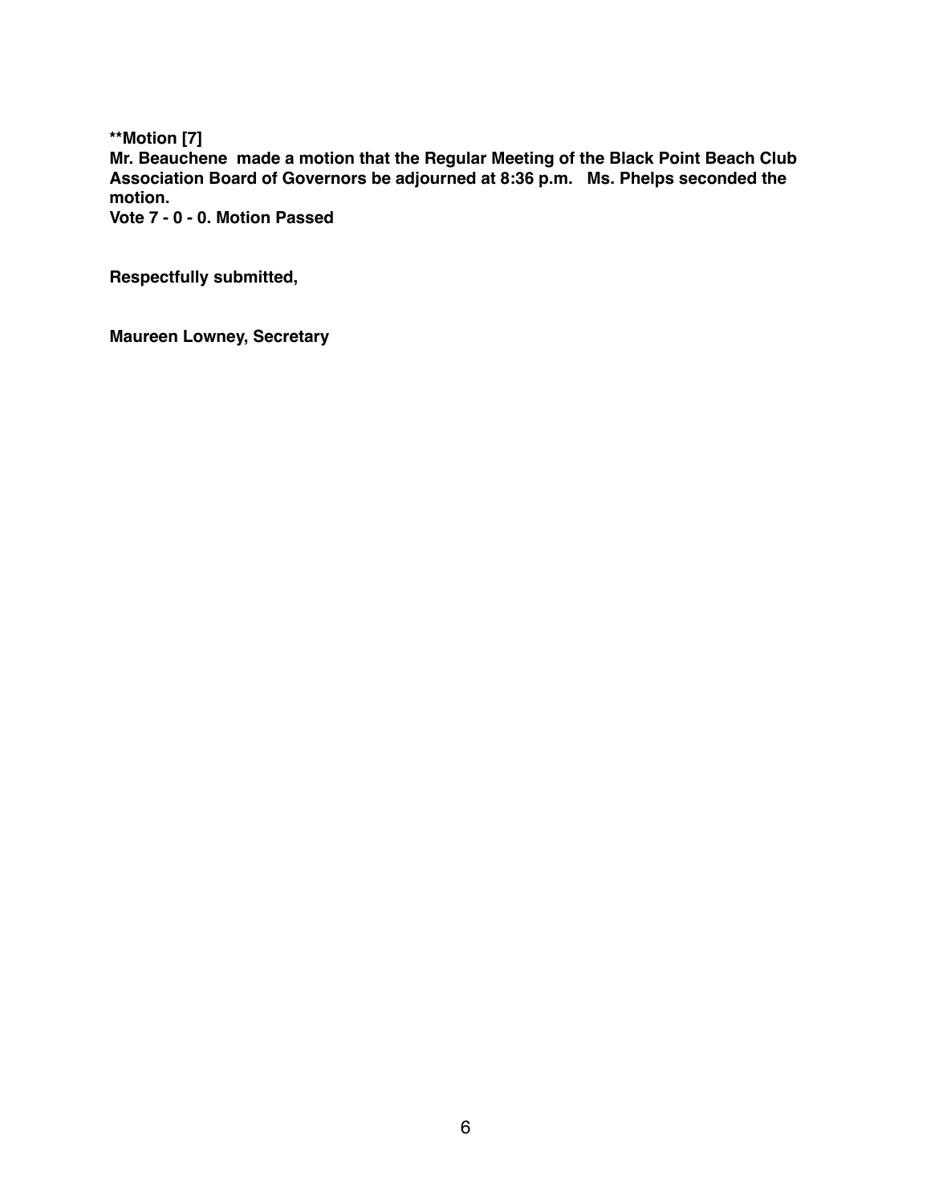**\*\*Motion [7]**
**Mr. Beauchene  made a motion that the Regular Meeting of the Black Point Beach Club Association Board of Governors be adjourned at 8:36 p.m.   Ms. Phelps seconded the motion.**
**Vote 7 - 0 - 0. Motion Passed**

**Respectfully submitted,**

**Maureen Lowney, Secretary**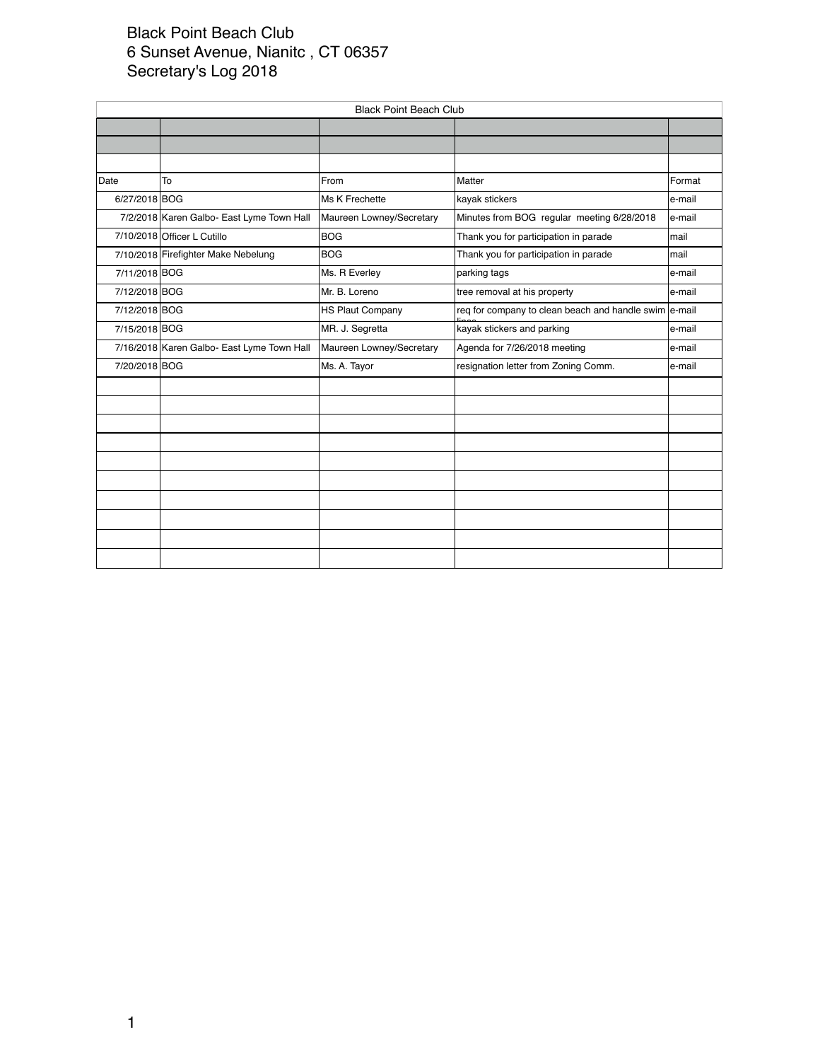Black Point Beach Club
6 Sunset Avenue, Nianitc , CT 06357
Secretary's Log 2018

| Black Point Beach Club | | | | |
|---|---|---|---|---|
| Date | To | From | Matter | Format |
| 6/27/2018 | BOG | Ms K Frechette | kayak stickers | e-mail |
| 7/2/2018 | Karen Galbo- East Lyme Town Hall | Maureen Lowney/Secretary | Minutes from BOG regular meeting 6/28/2018 | e-mail |
| 7/10/2018 | Officer L Cutillo | BOG | Thank you for participation in parade | mail |
| 7/10/2018 | Firefighter Make Nebelung | BOG | Thank you for participation in parade | mail |
| 7/11/2018 | BOG | Ms. R Everley | parking tags | e-mail |
| 7/12/2018 | BOG | Mr. B. Loreno | tree removal at his property | e-mail |
| 7/12/2018 | BOG | HS Plaut Company | req for company to clean beach and handle swim lines | e-mail |
| 7/15/2018 | BOG | MR. J. Segretta | kayak stickers and parking | e-mail |
| 7/16/2018 | Karen Galbo- East Lyme Town Hall | Maureen Lowney/Secretary | Agenda for 7/26/2018 meeting | e-mail |
| 7/20/2018 | BOG | Ms. A. Tayor | resignation letter from Zoning Comm. | e-mail |